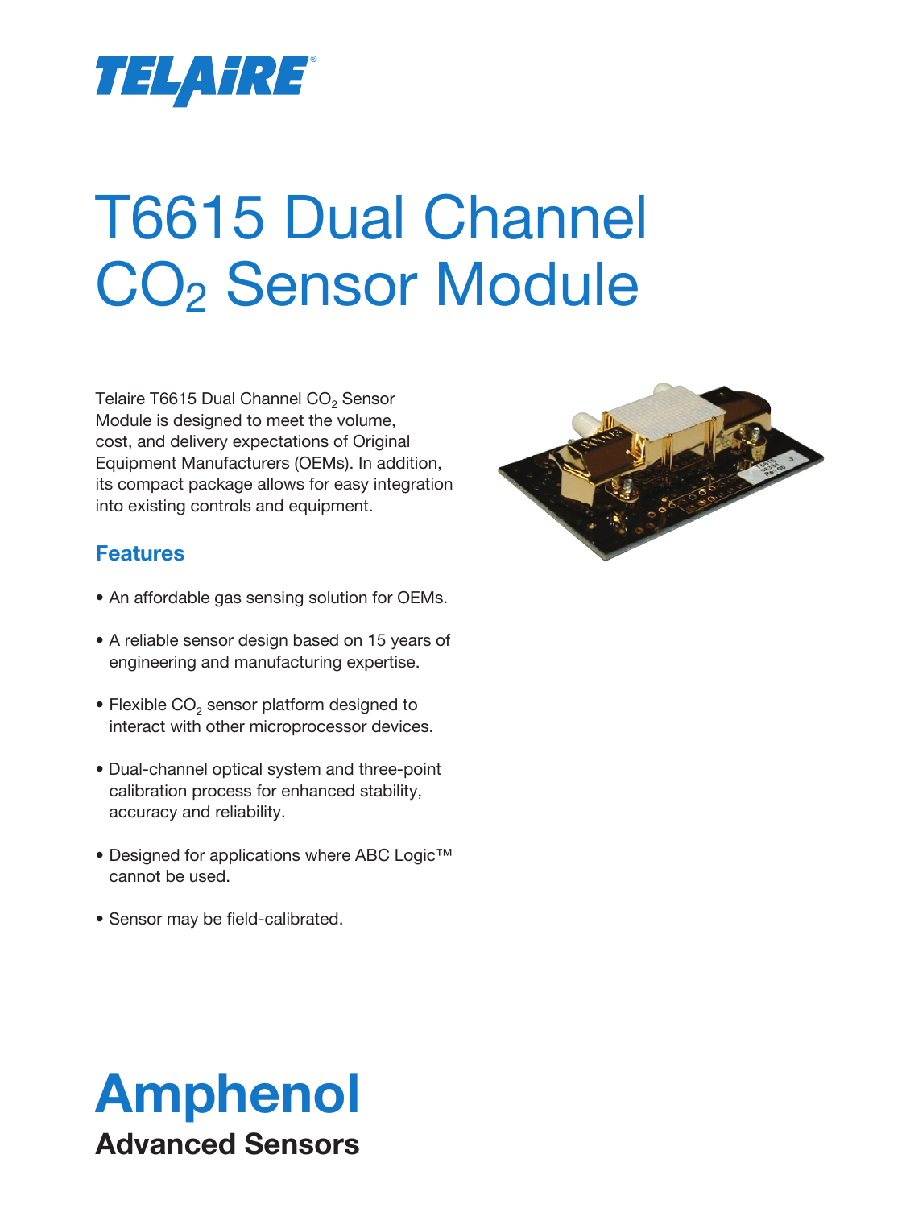TELAIRE®

# T6615 Dual Channel $CO_2$ Sensor Module

Telaire T6615 Dual Channel $CO_2$ Sensor Module is designed to meet the volume, cost, and delivery expectations of Original Equipment Manufacturers (OEMs). In addition, its compact package allows for easy integration into existing controls and equipment.

## Features

- An affordable gas sensing solution for OEMs.
- A reliable sensor design based on 15 years of engineering and manufacturing expertise.
- Flexible $CO_2$ sensor platform designed to interact with other microprocessor devices.
- Dual-channel optical system and three-point calibration process for enhanced stability, accuracy and reliability.
- Designed for applications where ABC Logic™ cannot be used.
- Sensor may be field-calibrated.

**Amphenol**
**Advanced Sensors**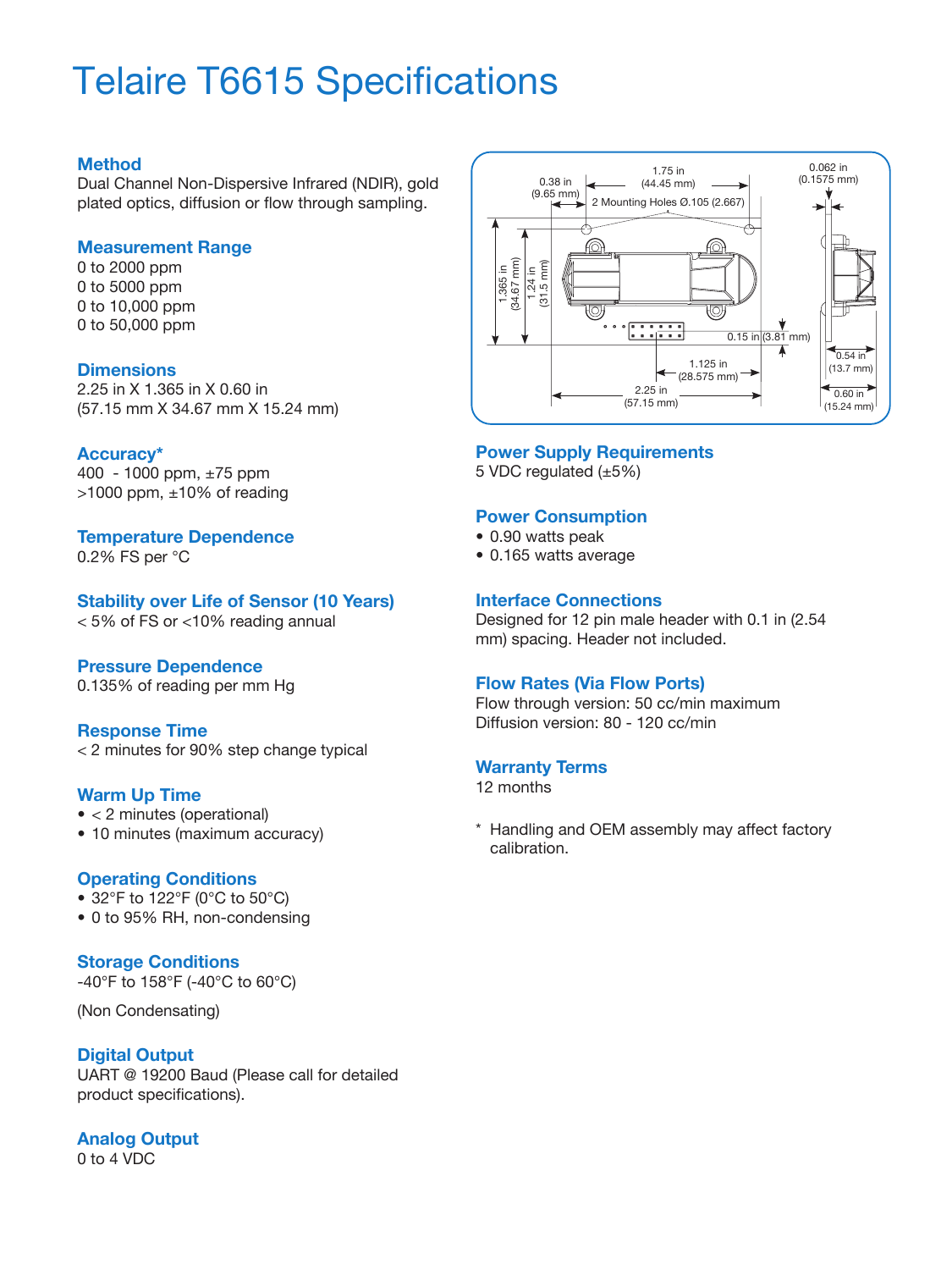# Telaire T6615 Specifications

### Method

Dual Channel Non-Dispersive Infrared (NDIR), gold plated optics, diffusion or flow through sampling.

### Measurement Range

0 to 2000 ppm
0 to 5000 ppm
0 to 10,000 ppm
0 to 50,000 ppm

### Dimensions

2.25 in X 1.365 in X 0.60 in
(57.15 mm X 34.67 mm X 15.24 mm)

### Accuracy*

400 - 1000 ppm, ±75 ppm
>1000 ppm, ±10% of reading

### Temperature Dependence

0.2% FS per °C

### Stability over Life of Sensor (10 Years)

< 5% of FS or <10% reading annual

### Pressure Dependence

0.135% of reading per mm Hg

### Response Time

< 2 minutes for 90% step change typical

### Warm Up Time

- < 2 minutes (operational)
- 10 minutes (maximum accuracy)

### Operating Conditions

- 32°F to 122°F (0°C to 50°C)
- 0 to 95% RH, non-condensing

### Storage Conditions

-40°F to 158°F (-40°C to 60°C)

(Non Condensating)

### Digital Output

UART @ 19200 Baud (Please call for detailed product specifications).

### Analog Output

0 to 4 VDC

0.38 in (9.65 mm) 1.75 in (44.45 mm) 0.062 in (0.1575 mm)
2 Mounting Holes Ø.105 (2.667)
1.365 in (34.67 mm) 1.24 in (31.5 mm)
0.15 in (3.81 mm)
1.125 in (28.575 mm)
2.25 in (57.15 mm)
0.54 in (13.7 mm)
0.60 in (15.24 mm)

### Power Supply Requirements

5 VDC regulated (±5%)

### Power Consumption

- 0.90 watts peak
- 0.165 watts average

### Interface Connections

Designed for 12 pin male header with 0.1 in (2.54 mm) spacing. Header not included.

### Flow Rates (Via Flow Ports)

Flow through version: 50 cc/min maximum
Diffusion version: 80 - 120 cc/min

### Warranty Terms

12 months

\* Handling and OEM assembly may affect factory calibration.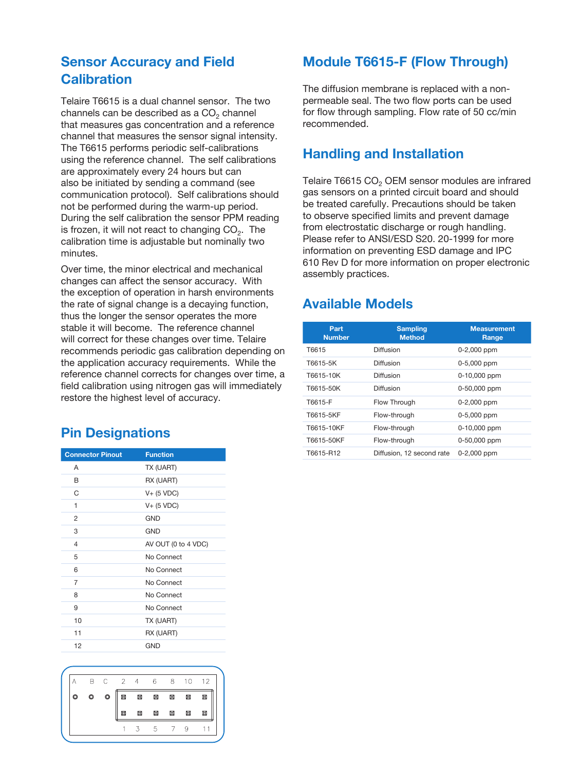## Sensor Accuracy and Field Calibration

Telaire T6615 is a dual channel sensor. The two channels can be described as a $CO_2$ channel that measures gas concentration and a reference channel that measures the sensor signal intensity. The T6615 performs periodic self-calibrations using the reference channel. The self calibrations are approximately every 24 hours but can also be initiated by sending a command (see communication protocol). Self calibrations should not be performed during the warm-up period. During the self calibration the sensor PPM reading is frozen, it will not react to changing $CO_2$. The calibration time is adjustable but nominally two minutes.

Over time, the minor electrical and mechanical changes can affect the sensor accuracy. With the exception of operation in harsh environments the rate of signal change is a decaying function, thus the longer the sensor operates the more stable it will become. The reference channel will correct for these changes over time. Telaire recommends periodic gas calibration depending on the application accuracy requirements. While the reference channel corrects for changes over time, a field calibration using nitrogen gas will immediately restore the highest level of accuracy.

## Pin Designations

| Connector Pinout | Function |
|---|---|
| A | TX (UART) |
| B | RX (UART) |
| C | V+ (5 VDC) |
| 1 | V+ (5 VDC) |
| 2 | GND |
| 3 | GND |
| 4 | AV OUT (0 to 4 VDC) |
| 5 | No Connect |
| 6 | No Connect |
| 7 | No Connect |
| 8 | No Connect |
| 9 | No Connect |
| 10 | TX (UART) |
| 11 | RX (UART) |
| 12 | GND |

A B C 2 4 6 8 10 12

1 3 5 7 9 11

## Module T6615-F (Flow Through)

The diffusion membrane is replaced with a non-permeable seal. The two flow ports can be used for flow through sampling. Flow rate of 50 cc/min recommended.

## Handling and Installation

Telaire T6615 $CO_2$ OEM sensor modules are infrared gas sensors on a printed circuit board and should be treated carefully. Precautions should be taken to observe specified limits and prevent damage from electrostatic discharge or rough handling. Please refer to ANSI/ESD S20. 20-1999 for more information on preventing ESD damage and IPC 610 Rev D for more information on proper electronic assembly practices.

## Available Models

| Part Number | Sampling Method | Measurement Range |
|---|---|---|
| T6615 | Diffusion | 0-2,000 ppm |
| T6615-5K | Diffusion | 0-5,000 ppm |
| T6615-10K | Diffusion | 0-10,000 ppm |
| T6615-50K | Diffusion | 0-50,000 ppm |
| T6615-F | Flow Through | 0-2,000 ppm |
| T6615-5KF | Flow-through | 0-5,000 ppm |
| T6615-10KF | Flow-through | 0-10,000 ppm |
| T6615-50KF | Flow-through | 0-50,000 ppm |
| T6615-R12 | Diffusion, 12 second rate | 0-2,000 ppm |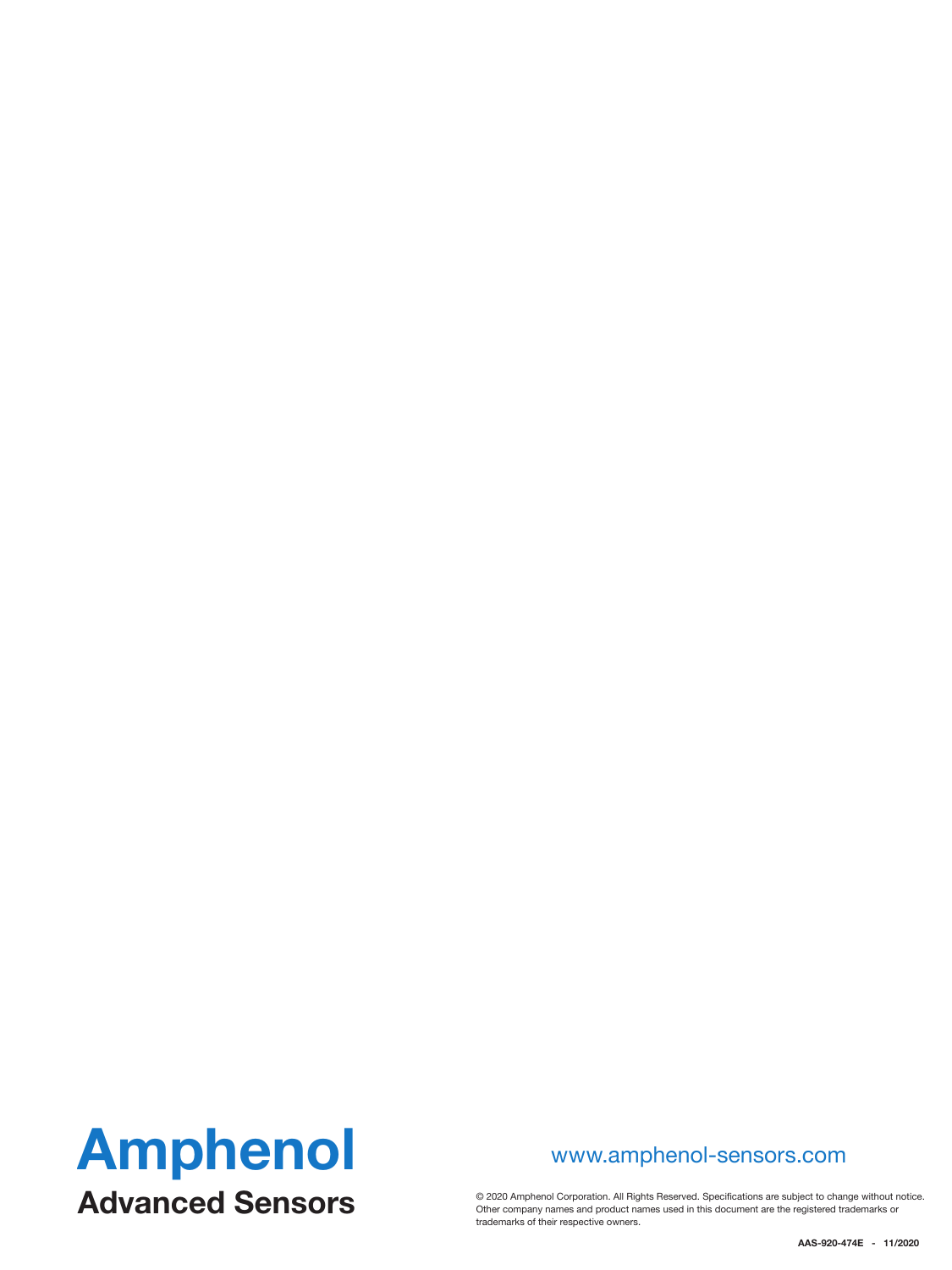**Amphenol**
**Advanced Sensors**

www.amphenol-sensors.com

© 2020 Amphenol Corporation. All Rights Reserved. Specifications are subject to change without notice. Other company names and product names used in this document are the registered trademarks or trademarks of their respective owners.

**AAS-920-474E - 11/2020**